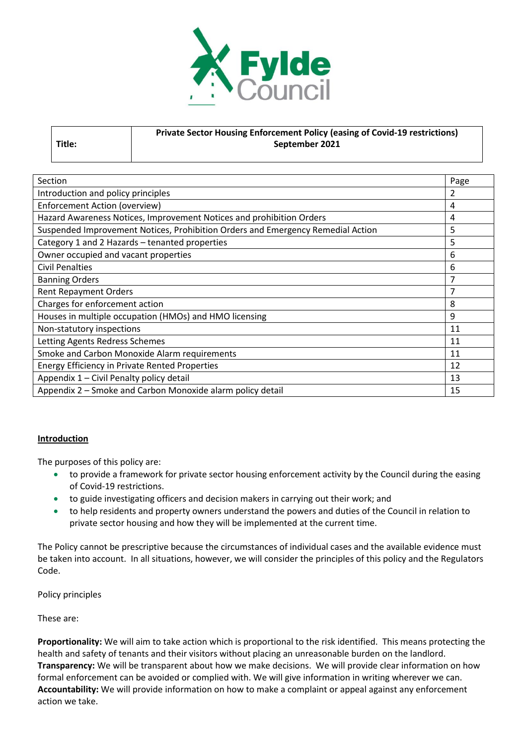| Title: | Private Sector Housing Enforcement Policy (easing of Covid-19 restrictions) September 2021 |
|---|---|

| Section | Page |
|---|---|
| Introduction and policy principles | 2 |
| Enforcement Action (overview) | 4 |
| Hazard Awareness Notices, Improvement Notices and prohibition Orders | 4 |
| Suspended Improvement Notices, Prohibition Orders and Emergency Remedial Action | 5 |
| Category 1 and 2 Hazards – tenanted properties | 5 |
| Owner occupied and vacant properties | 6 |
| Civil Penalties | 6 |
| Banning Orders | 7 |
| Rent Repayment Orders | 7 |
| Charges for enforcement action | 8 |
| Houses in multiple occupation (HMOs) and HMO licensing | 9 |
| Non-statutory inspections | 11 |
| Letting Agents Redress Schemes | 11 |
| Smoke and Carbon Monoxide Alarm requirements | 11 |
| Energy Efficiency in Private Rented Properties | 12 |
| Appendix 1 – Civil Penalty policy detail | 13 |
| Appendix 2 – Smoke and Carbon Monoxide alarm policy detail | 15 |

## Introduction

The purposes of this policy are:

- to provide a framework for private sector housing enforcement activity by the Council during the easing of Covid-19 restrictions.
- to guide investigating officers and decision makers in carrying out their work; and
- to help residents and property owners understand the powers and duties of the Council in relation to private sector housing and how they will be implemented at the current time.

The Policy cannot be prescriptive because the circumstances of individual cases and the available evidence must be taken into account. In all situations, however, we will consider the principles of this policy and the Regulators Code.

Policy principles

These are:

**Proportionality:** We will aim to take action which is proportional to the risk identified. This means protecting the health and safety of tenants and their visitors without placing an unreasonable burden on the landlord.
**Transparency:** We will be transparent about how we make decisions. We will provide clear information on how formal enforcement can be avoided or complied with. We will give information in writing wherever we can.
**Accountability:** We will provide information on how to make a complaint or appeal against any enforcement action we take.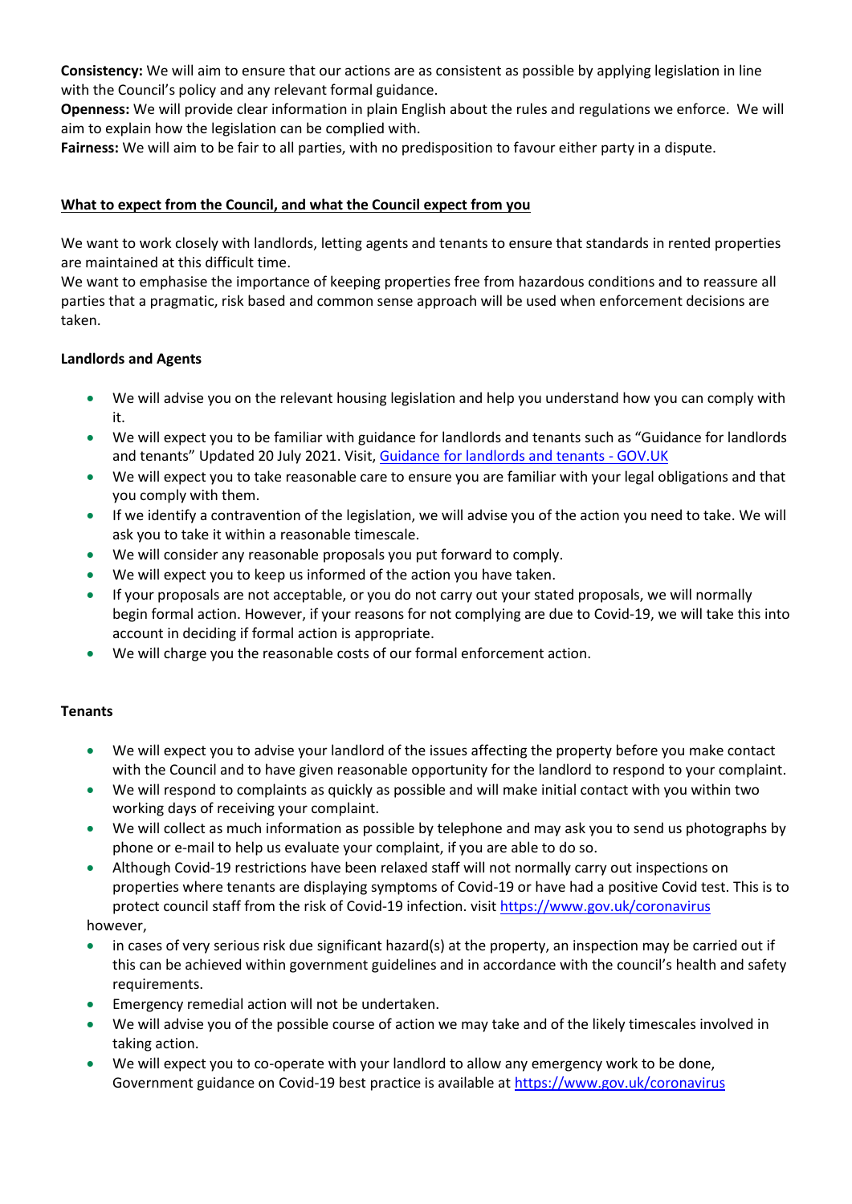**Consistency:** We will aim to ensure that our actions are as consistent as possible by applying legislation in line with the Council's policy and any relevant formal guidance.
**Openness:** We will provide clear information in plain English about the rules and regulations we enforce. We will aim to explain how the legislation can be complied with.
**Fairness:** We will aim to be fair to all parties, with no predisposition to favour either party in a dispute.

## What to expect from the Council, and what the Council expect from you

We want to work closely with landlords, letting agents and tenants to ensure that standards in rented properties are maintained at this difficult time.
We want to emphasise the importance of keeping properties free from hazardous conditions and to reassure all parties that a pragmatic, risk based and common sense approach will be used when enforcement decisions are taken.

### Landlords and Agents

- We will advise you on the relevant housing legislation and help you understand how you can comply with it.
- We will expect you to be familiar with guidance for landlords and tenants such as "Guidance for landlords and tenants" Updated 20 July 2021. Visit, [Guidance for landlords and tenants - GOV.UK](Guidance for landlords and tenants - GOV.UK)
- We will expect you to take reasonable care to ensure you are familiar with your legal obligations and that you comply with them.
- If we identify a contravention of the legislation, we will advise you of the action you need to take. We will ask you to take it within a reasonable timescale.
- We will consider any reasonable proposals you put forward to comply.
- We will expect you to keep us informed of the action you have taken.
- If your proposals are not acceptable, or you do not carry out your stated proposals, we will normally begin formal action. However, if your reasons for not complying are due to Covid-19, we will take this into account in deciding if formal action is appropriate.
- We will charge you the reasonable costs of our formal enforcement action.

### Tenants

- We will expect you to advise your landlord of the issues affecting the property before you make contact with the Council and to have given reasonable opportunity for the landlord to respond to your complaint.
- We will respond to complaints as quickly as possible and will make initial contact with you within two working days of receiving your complaint.
- We will collect as much information as possible by telephone and may ask you to send us photographs by phone or e-mail to help us evaluate your complaint, if you are able to do so.
- Although Covid-19 restrictions have been relaxed staff will not normally carry out inspections on properties where tenants are displaying symptoms of Covid-19 or have had a positive Covid test. This is to protect council staff from the risk of Covid-19 infection. visit https://www.gov.uk/coronavirus

however,

- in cases of very serious risk due significant hazard(s) at the property, an inspection may be carried out if this can be achieved within government guidelines and in accordance with the council's health and safety requirements.
- Emergency remedial action will not be undertaken.
- We will advise you of the possible course of action we may take and of the likely timescales involved in taking action.
- We will expect you to co-operate with your landlord to allow any emergency work to be done, Government guidance on Covid-19 best practice is available at https://www.gov.uk/coronavirus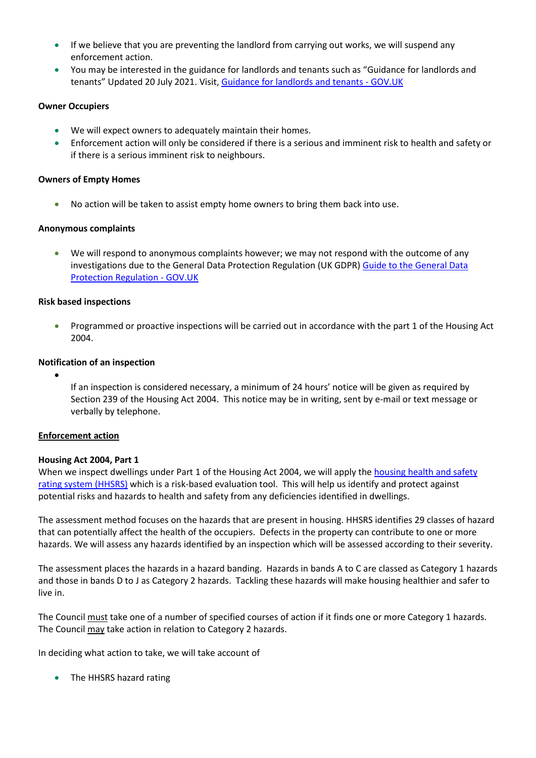- If we believe that you are preventing the landlord from carrying out works, we will suspend any enforcement action.
- You may be interested in the guidance for landlords and tenants such as "Guidance for landlords and tenants" Updated 20 July 2021. Visit, [Guidance for landlords and tenants - GOV.UK]

**Owner Occupiers**

- We will expect owners to adequately maintain their homes.
- Enforcement action will only be considered if there is a serious and imminent risk to health and safety or if there is a serious imminent risk to neighbours.

**Owners of Empty Homes**

- No action will be taken to assist empty home owners to bring them back into use.

**Anonymous complaints**

- We will respond to anonymous complaints however; we may not respond with the outcome of any investigations due to the General Data Protection Regulation (UK GDPR) [Guide to the General Data Protection Regulation - GOV.UK]

**Risk based inspections**

- Programmed or proactive inspections will be carried out in accordance with the part 1 of the Housing Act 2004.

**Notification of an inspection**

- If an inspection is considered necessary, a minimum of 24 hours' notice will be given as required by Section 239 of the Housing Act 2004. This notice may be in writing, sent by e-mail or text message or verbally by telephone.

**Enforcement action**

**Housing Act 2004, Part 1**

When we inspect dwellings under Part 1 of the Housing Act 2004, we will apply the housing health and safety rating system (HHSRS) which is a risk-based evaluation tool. This will help us identify and protect against potential risks and hazards to health and safety from any deficiencies identified in dwellings.

The assessment method focuses on the hazards that are present in housing. HHSRS identifies 29 classes of hazard that can potentially affect the health of the occupiers. Defects in the property can contribute to one or more hazards. We will assess any hazards identified by an inspection which will be assessed according to their severity.

The assessment places the hazards in a hazard banding. Hazards in bands A to C are classed as Category 1 hazards and those in bands D to J as Category 2 hazards. Tackling these hazards will make housing healthier and safer to live in.

The Council must take one of a number of specified courses of action if it finds one or more Category 1 hazards. The Council may take action in relation to Category 2 hazards.

In deciding what action to take, we will take account of

- The HHSRS hazard rating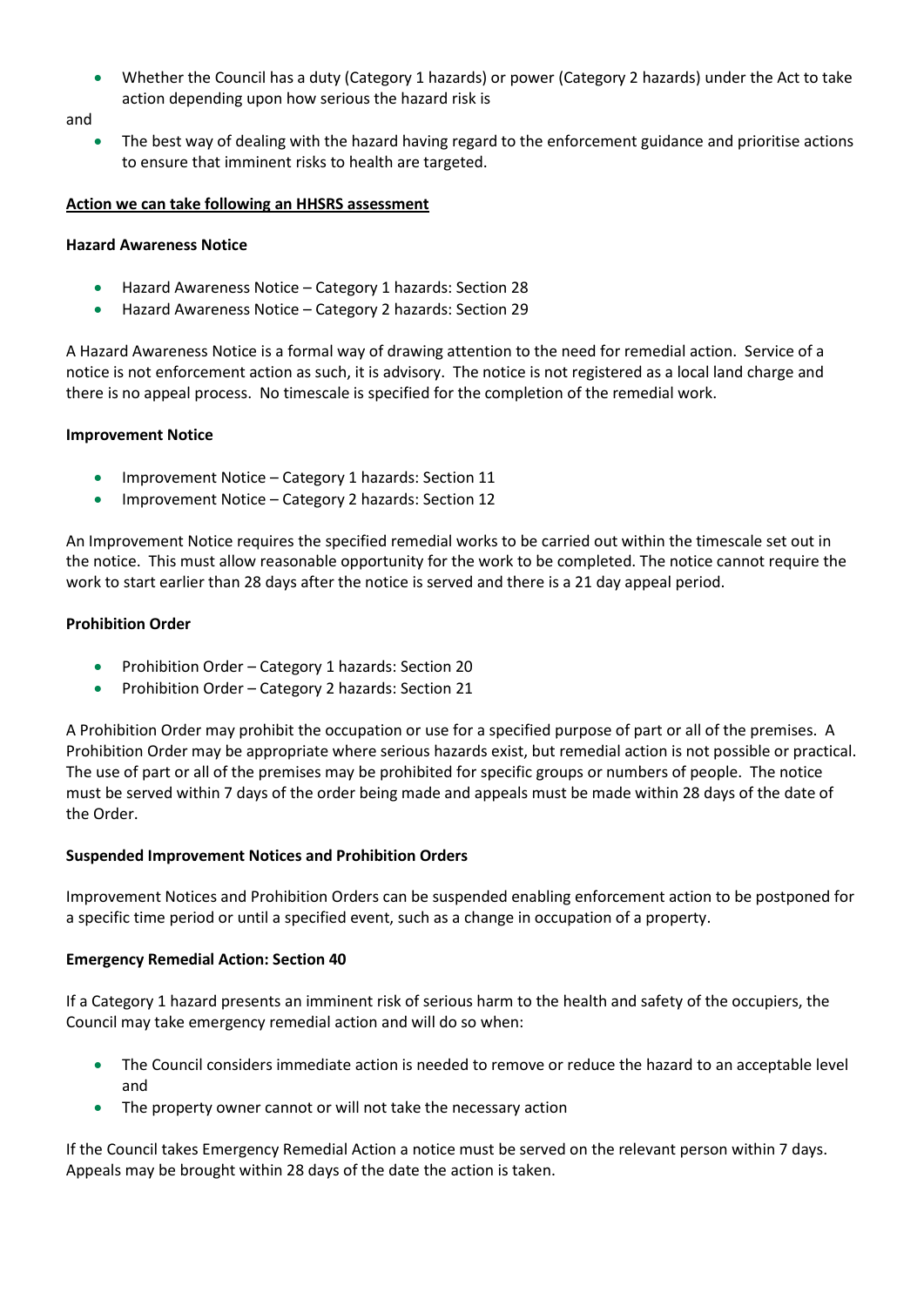- Whether the Council has a duty (Category 1 hazards) or power (Category 2 hazards) under the Act to take action depending upon how serious the hazard risk is

and

- The best way of dealing with the hazard having regard to the enforcement guidance and prioritise actions to ensure that imminent risks to health are targeted.

## Action we can take following an HHSRS assessment

### Hazard Awareness Notice

- Hazard Awareness Notice – Category 1 hazards: Section 28
- Hazard Awareness Notice – Category 2 hazards: Section 29

A Hazard Awareness Notice is a formal way of drawing attention to the need for remedial action. Service of a notice is not enforcement action as such, it is advisory. The notice is not registered as a local land charge and there is no appeal process. No timescale is specified for the completion of the remedial work.

### Improvement Notice

- Improvement Notice – Category 1 hazards: Section 11
- Improvement Notice – Category 2 hazards: Section 12

An Improvement Notice requires the specified remedial works to be carried out within the timescale set out in the notice. This must allow reasonable opportunity for the work to be completed. The notice cannot require the work to start earlier than 28 days after the notice is served and there is a 21 day appeal period.

### Prohibition Order

- Prohibition Order – Category 1 hazards: Section 20
- Prohibition Order – Category 2 hazards: Section 21

A Prohibition Order may prohibit the occupation or use for a specified purpose of part or all of the premises. A Prohibition Order may be appropriate where serious hazards exist, but remedial action is not possible or practical. The use of part or all of the premises may be prohibited for specific groups or numbers of people. The notice must be served within 7 days of the order being made and appeals must be made within 28 days of the date of the Order.

### Suspended Improvement Notices and Prohibition Orders

Improvement Notices and Prohibition Orders can be suspended enabling enforcement action to be postponed for a specific time period or until a specified event, such as a change in occupation of a property.

### Emergency Remedial Action: Section 40

If a Category 1 hazard presents an imminent risk of serious harm to the health and safety of the occupiers, the Council may take emergency remedial action and will do so when:

- The Council considers immediate action is needed to remove or reduce the hazard to an acceptable level and
- The property owner cannot or will not take the necessary action

If the Council takes Emergency Remedial Action a notice must be served on the relevant person within 7 days. Appeals may be brought within 28 days of the date the action is taken.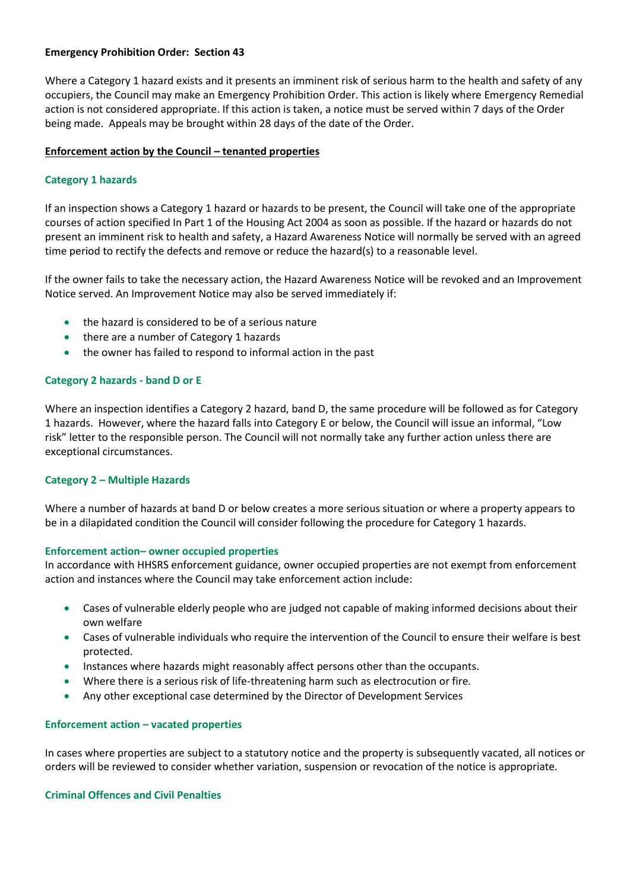**Emergency Prohibition Order: Section 43**

Where a Category 1 hazard exists and it presents an imminent risk of serious harm to the health and safety of any occupiers, the Council may make an Emergency Prohibition Order. This action is likely where Emergency Remedial action is not considered appropriate. If this action is taken, a notice must be served within 7 days of the Order being made. Appeals may be brought within 28 days of the date of the Order.

## Enforcement action by the Council – tenanted properties

### Category 1 hazards

If an inspection shows a Category 1 hazard or hazards to be present, the Council will take one of the appropriate courses of action specified In Part 1 of the Housing Act 2004 as soon as possible. If the hazard or hazards do not present an imminent risk to health and safety, a Hazard Awareness Notice will normally be served with an agreed time period to rectify the defects and remove or reduce the hazard(s) to a reasonable level.

If the owner fails to take the necessary action, the Hazard Awareness Notice will be revoked and an Improvement Notice served. An Improvement Notice may also be served immediately if:

- the hazard is considered to be of a serious nature
- there are a number of Category 1 hazards
- the owner has failed to respond to informal action in the past

### Category 2 hazards - band D or E

Where an inspection identifies a Category 2 hazard, band D, the same procedure will be followed as for Category 1 hazards. However, where the hazard falls into Category E or below, the Council will issue an informal, "Low risk" letter to the responsible person. The Council will not normally take any further action unless there are exceptional circumstances.

### Category 2 – Multiple Hazards

Where a number of hazards at band D or below creates a more serious situation or where a property appears to be in a dilapidated condition the Council will consider following the procedure for Category 1 hazards.

### Enforcement action– owner occupied properties

In accordance with HHSRS enforcement guidance, owner occupied properties are not exempt from enforcement action and instances where the Council may take enforcement action include:

- Cases of vulnerable elderly people who are judged not capable of making informed decisions about their own welfare
- Cases of vulnerable individuals who require the intervention of the Council to ensure their welfare is best protected.
- Instances where hazards might reasonably affect persons other than the occupants.
- Where there is a serious risk of life-threatening harm such as electrocution or fire.
- Any other exceptional case determined by the Director of Development Services

### Enforcement action – vacated properties

In cases where properties are subject to a statutory notice and the property is subsequently vacated, all notices or orders will be reviewed to consider whether variation, suspension or revocation of the notice is appropriate.

### Criminal Offences and Civil Penalties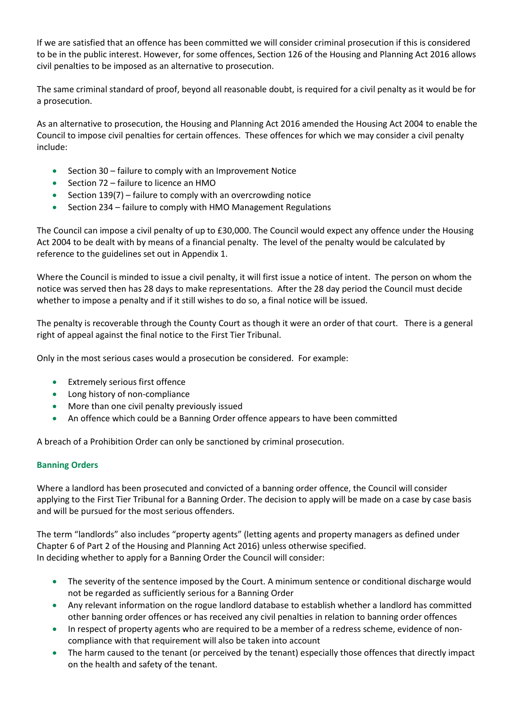If we are satisfied that an offence has been committed we will consider criminal prosecution if this is considered to be in the public interest. However, for some offences, Section 126 of the Housing and Planning Act 2016 allows civil penalties to be imposed as an alternative to prosecution.

The same criminal standard of proof, beyond all reasonable doubt, is required for a civil penalty as it would be for a prosecution.

As an alternative to prosecution, the Housing and Planning Act 2016 amended the Housing Act 2004 to enable the Council to impose civil penalties for certain offences. These offences for which we may consider a civil penalty include:

- Section 30 – failure to comply with an Improvement Notice
- Section 72 – failure to licence an HMO
- Section 139(7) – failure to comply with an overcrowding notice
- Section 234 – failure to comply with HMO Management Regulations

The Council can impose a civil penalty of up to £30,000. The Council would expect any offence under the Housing Act 2004 to be dealt with by means of a financial penalty. The level of the penalty would be calculated by reference to the guidelines set out in Appendix 1.

Where the Council is minded to issue a civil penalty, it will first issue a notice of intent. The person on whom the notice was served then has 28 days to make representations. After the 28 day period the Council must decide whether to impose a penalty and if it still wishes to do so, a final notice will be issued.

The penalty is recoverable through the County Court as though it were an order of that court. There is a general right of appeal against the final notice to the First Tier Tribunal.

Only in the most serious cases would a prosecution be considered. For example:

- Extremely serious first offence
- Long history of non-compliance
- More than one civil penalty previously issued
- An offence which could be a Banning Order offence appears to have been committed

A breach of a Prohibition Order can only be sanctioned by criminal prosecution.

## Banning Orders

Where a landlord has been prosecuted and convicted of a banning order offence, the Council will consider applying to the First Tier Tribunal for a Banning Order. The decision to apply will be made on a case by case basis and will be pursued for the most serious offenders.

The term "landlords" also includes "property agents" (letting agents and property managers as defined under Chapter 6 of Part 2 of the Housing and Planning Act 2016) unless otherwise specified.
In deciding whether to apply for a Banning Order the Council will consider:

- The severity of the sentence imposed by the Court. A minimum sentence or conditional discharge would not be regarded as sufficiently serious for a Banning Order
- Any relevant information on the rogue landlord database to establish whether a landlord has committed other banning order offences or has received any civil penalties in relation to banning order offences
- In respect of property agents who are required to be a member of a redress scheme, evidence of non-compliance with that requirement will also be taken into account
- The harm caused to the tenant (or perceived by the tenant) especially those offences that directly impact on the health and safety of the tenant.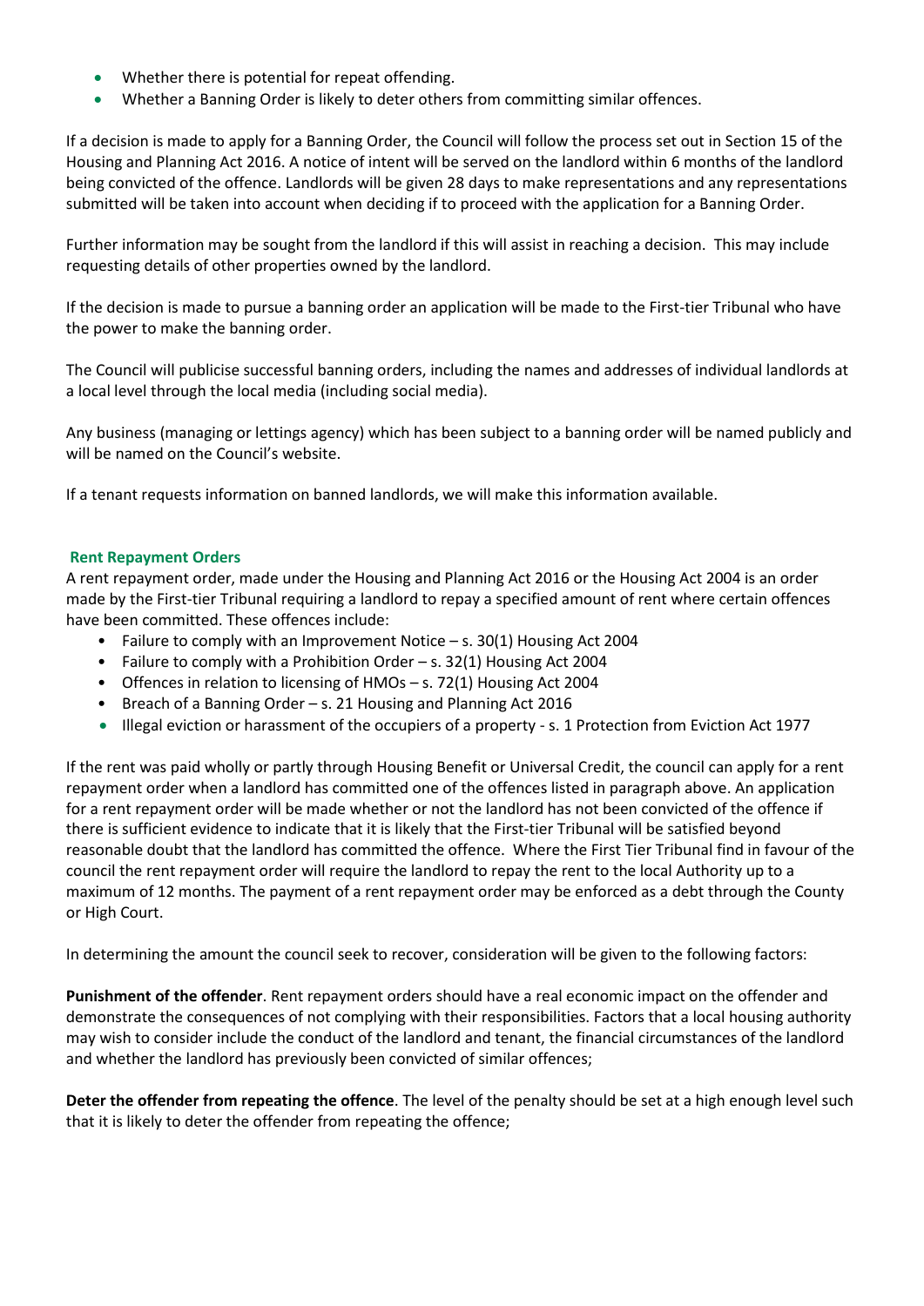- Whether there is potential for repeat offending.
- Whether a Banning Order is likely to deter others from committing similar offences.

If a decision is made to apply for a Banning Order, the Council will follow the process set out in Section 15 of the Housing and Planning Act 2016. A notice of intent will be served on the landlord within 6 months of the landlord being convicted of the offence. Landlords will be given 28 days to make representations and any representations submitted will be taken into account when deciding if to proceed with the application for a Banning Order.

Further information may be sought from the landlord if this will assist in reaching a decision. This may include requesting details of other properties owned by the landlord.

If the decision is made to pursue a banning order an application will be made to the First-tier Tribunal who have the power to make the banning order.

The Council will publicise successful banning orders, including the names and addresses of individual landlords at a local level through the local media (including social media).

Any business (managing or lettings agency) which has been subject to a banning order will be named publicly and will be named on the Council's website.

If a tenant requests information on banned landlords, we will make this information available.

## Rent Repayment Orders

A rent repayment order, made under the Housing and Planning Act 2016 or the Housing Act 2004 is an order made by the First-tier Tribunal requiring a landlord to repay a specified amount of rent where certain offences have been committed. These offences include:

- Failure to comply with an Improvement Notice – s. 30(1) Housing Act 2004
- Failure to comply with a Prohibition Order – s. 32(1) Housing Act 2004
- Offences in relation to licensing of HMOs – s. 72(1) Housing Act 2004
- Breach of a Banning Order – s. 21 Housing and Planning Act 2016
- Illegal eviction or harassment of the occupiers of a property - s. 1 Protection from Eviction Act 1977

If the rent was paid wholly or partly through Housing Benefit or Universal Credit, the council can apply for a rent repayment order when a landlord has committed one of the offences listed in paragraph above. An application for a rent repayment order will be made whether or not the landlord has not been convicted of the offence if there is sufficient evidence to indicate that it is likely that the First-tier Tribunal will be satisfied beyond reasonable doubt that the landlord has committed the offence. Where the First Tier Tribunal find in favour of the council the rent repayment order will require the landlord to repay the rent to the local Authority up to a maximum of 12 months. The payment of a rent repayment order may be enforced as a debt through the County or High Court.

In determining the amount the council seek to recover, consideration will be given to the following factors:

**Punishment of the offender**. Rent repayment orders should have a real economic impact on the offender and demonstrate the consequences of not complying with their responsibilities. Factors that a local housing authority may wish to consider include the conduct of the landlord and tenant, the financial circumstances of the landlord and whether the landlord has previously been convicted of similar offences;

**Deter the offender from repeating the offence**. The level of the penalty should be set at a high enough level such that it is likely to deter the offender from repeating the offence;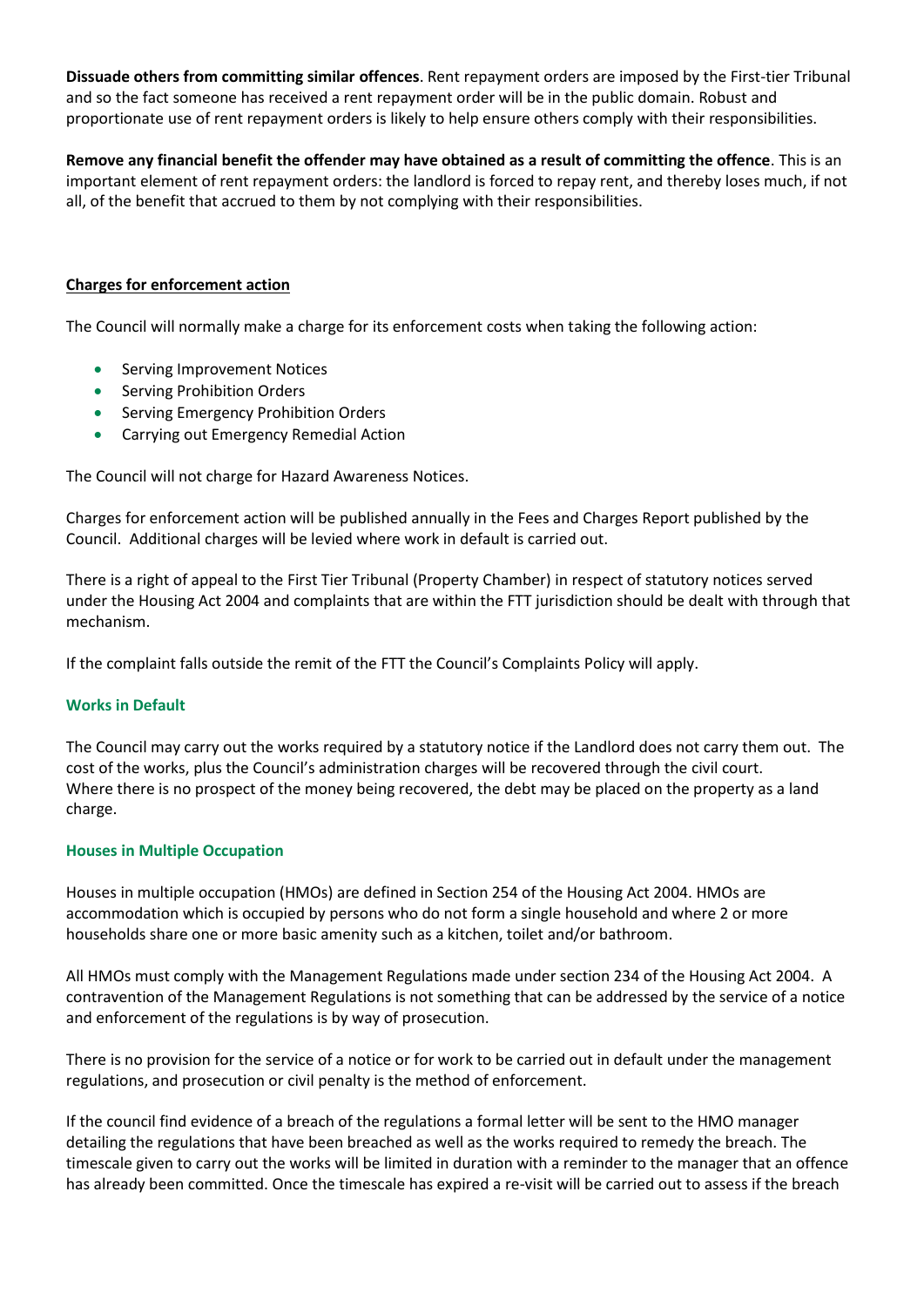**Dissuade others from committing similar offences**. Rent repayment orders are imposed by the First-tier Tribunal and so the fact someone has received a rent repayment order will be in the public domain. Robust and proportionate use of rent repayment orders is likely to help ensure others comply with their responsibilities.

**Remove any financial benefit the offender may have obtained as a result of committing the offence**. This is an important element of rent repayment orders: the landlord is forced to repay rent, and thereby loses much, if not all, of the benefit that accrued to them by not complying with their responsibilities.

**Charges for enforcement action**

The Council will normally make a charge for its enforcement costs when taking the following action:

- Serving Improvement Notices
- Serving Prohibition Orders
- Serving Emergency Prohibition Orders
- Carrying out Emergency Remedial Action

The Council will not charge for Hazard Awareness Notices.

Charges for enforcement action will be published annually in the Fees and Charges Report published by the Council. Additional charges will be levied where work in default is carried out.

There is a right of appeal to the First Tier Tribunal (Property Chamber) in respect of statutory notices served under the Housing Act 2004 and complaints that are within the FTT jurisdiction should be dealt with through that mechanism.

If the complaint falls outside the remit of the FTT the Council's Complaints Policy will apply.

### Works in Default

The Council may carry out the works required by a statutory notice if the Landlord does not carry them out. The cost of the works, plus the Council's administration charges will be recovered through the civil court. Where there is no prospect of the money being recovered, the debt may be placed on the property as a land charge.

### Houses in Multiple Occupation

Houses in multiple occupation (HMOs) are defined in Section 254 of the Housing Act 2004. HMOs are accommodation which is occupied by persons who do not form a single household and where 2 or more households share one or more basic amenity such as a kitchen, toilet and/or bathroom.

All HMOs must comply with the Management Regulations made under section 234 of the Housing Act 2004. A contravention of the Management Regulations is not something that can be addressed by the service of a notice and enforcement of the regulations is by way of prosecution.

There is no provision for the service of a notice or for work to be carried out in default under the management regulations, and prosecution or civil penalty is the method of enforcement.

If the council find evidence of a breach of the regulations a formal letter will be sent to the HMO manager detailing the regulations that have been breached as well as the works required to remedy the breach. The timescale given to carry out the works will be limited in duration with a reminder to the manager that an offence has already been committed. Once the timescale has expired a re-visit will be carried out to assess if the breach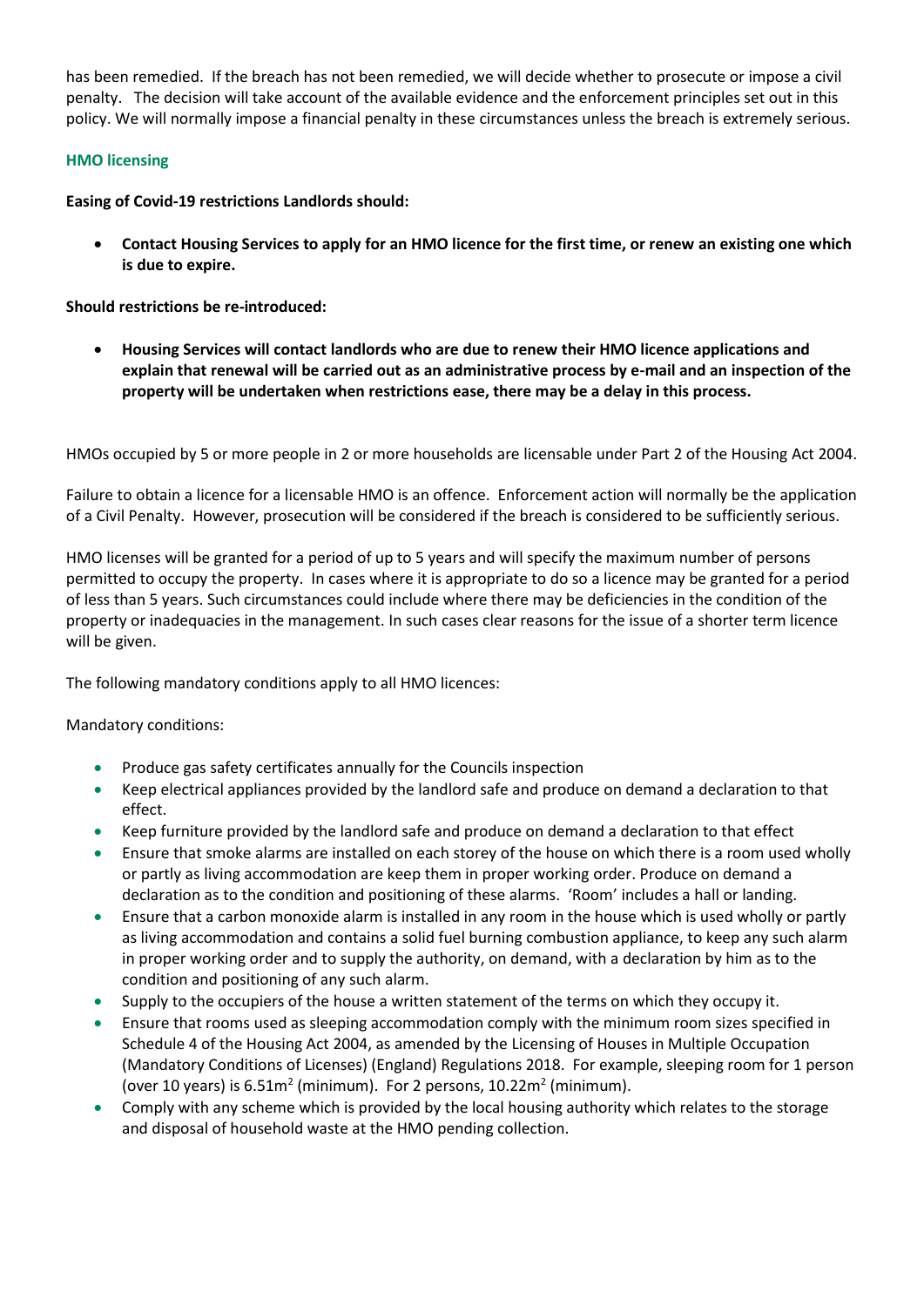has been remedied. If the breach has not been remedied, we will decide whether to prosecute or impose a civil penalty. The decision will take account of the available evidence and the enforcement principles set out in this policy. We will normally impose a financial penalty in these circumstances unless the breach is extremely serious.

### HMO licensing

**Easing of Covid-19 restrictions Landlords should:**

- **Contact Housing Services to apply for an HMO licence for the first time, or renew an existing one which is due to expire.**

**Should restrictions be re-introduced:**

- **Housing Services will contact landlords who are due to renew their HMO licence applications and explain that renewal will be carried out as an administrative process by e-mail and an inspection of the property will be undertaken when restrictions ease, there may be a delay in this process.**

HMOs occupied by 5 or more people in 2 or more households are licensable under Part 2 of the Housing Act 2004.

Failure to obtain a licence for a licensable HMO is an offence. Enforcement action will normally be the application of a Civil Penalty. However, prosecution will be considered if the breach is considered to be sufficiently serious.

HMO licenses will be granted for a period of up to 5 years and will specify the maximum number of persons permitted to occupy the property. In cases where it is appropriate to do so a licence may be granted for a period of less than 5 years. Such circumstances could include where there may be deficiencies in the condition of the property or inadequacies in the management. In such cases clear reasons for the issue of a shorter term licence will be given.

The following mandatory conditions apply to all HMO licences:

Mandatory conditions:

- Produce gas safety certificates annually for the Councils inspection
- Keep electrical appliances provided by the landlord safe and produce on demand a declaration to that effect.
- Keep furniture provided by the landlord safe and produce on demand a declaration to that effect
- Ensure that smoke alarms are installed on each storey of the house on which there is a room used wholly or partly as living accommodation are keep them in proper working order. Produce on demand a declaration as to the condition and positioning of these alarms. 'Room' includes a hall or landing.
- Ensure that a carbon monoxide alarm is installed in any room in the house which is used wholly or partly as living accommodation and contains a solid fuel burning combustion appliance, to keep any such alarm in proper working order and to supply the authority, on demand, with a declaration by him as to the condition and positioning of any such alarm.
- Supply to the occupiers of the house a written statement of the terms on which they occupy it.
- Ensure that rooms used as sleeping accommodation comply with the minimum room sizes specified in Schedule 4 of the Housing Act 2004, as amended by the Licensing of Houses in Multiple Occupation (Mandatory Conditions of Licenses) (England) Regulations 2018. For example, sleeping room for 1 person (over 10 years) is $6.51m^2$ (minimum). For 2 persons, $10.22m^2$ (minimum).
- Comply with any scheme which is provided by the local housing authority which relates to the storage and disposal of household waste at the HMO pending collection.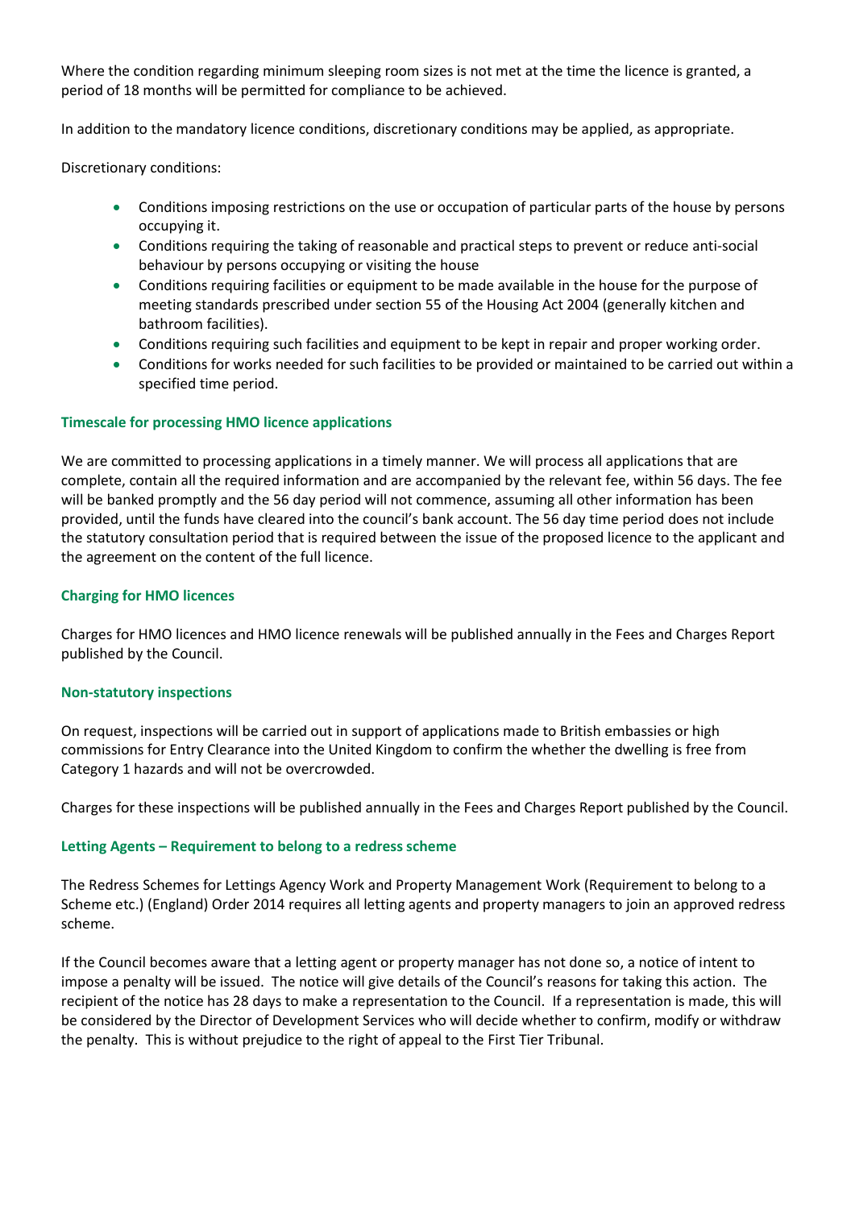Where the condition regarding minimum sleeping room sizes is not met at the time the licence is granted, a period of 18 months will be permitted for compliance to be achieved.

In addition to the mandatory licence conditions, discretionary conditions may be applied, as appropriate.

Discretionary conditions:

- Conditions imposing restrictions on the use or occupation of particular parts of the house by persons occupying it.
- Conditions requiring the taking of reasonable and practical steps to prevent or reduce anti-social behaviour by persons occupying or visiting the house
- Conditions requiring facilities or equipment to be made available in the house for the purpose of meeting standards prescribed under section 55 of the Housing Act 2004 (generally kitchen and bathroom facilities).
- Conditions requiring such facilities and equipment to be kept in repair and proper working order.
- Conditions for works needed for such facilities to be provided or maintained to be carried out within a specified time period.

### Timescale for processing HMO licence applications

We are committed to processing applications in a timely manner. We will process all applications that are complete, contain all the required information and are accompanied by the relevant fee, within 56 days. The fee will be banked promptly and the 56 day period will not commence, assuming all other information has been provided, until the funds have cleared into the council's bank account. The 56 day time period does not include the statutory consultation period that is required between the issue of the proposed licence to the applicant and the agreement on the content of the full licence.

### Charging for HMO licences

Charges for HMO licences and HMO licence renewals will be published annually in the Fees and Charges Report published by the Council.

### Non-statutory inspections

On request, inspections will be carried out in support of applications made to British embassies or high commissions for Entry Clearance into the United Kingdom to confirm the whether the dwelling is free from Category 1 hazards and will not be overcrowded.

Charges for these inspections will be published annually in the Fees and Charges Report published by the Council.

### Letting Agents – Requirement to belong to a redress scheme

The Redress Schemes for Lettings Agency Work and Property Management Work (Requirement to belong to a Scheme etc.) (England) Order 2014 requires all letting agents and property managers to join an approved redress scheme.

If the Council becomes aware that a letting agent or property manager has not done so, a notice of intent to impose a penalty will be issued. The notice will give details of the Council's reasons for taking this action. The recipient of the notice has 28 days to make a representation to the Council. If a representation is made, this will be considered by the Director of Development Services who will decide whether to confirm, modify or withdraw the penalty. This is without prejudice to the right of appeal to the First Tier Tribunal.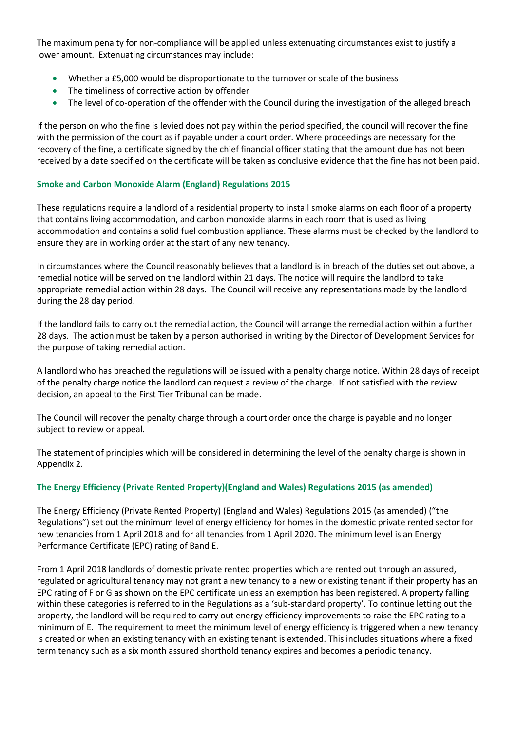The maximum penalty for non-compliance will be applied unless extenuating circumstances exist to justify a lower amount. Extenuating circumstances may include:

- Whether a £5,000 would be disproportionate to the turnover or scale of the business
- The timeliness of corrective action by offender
- The level of co-operation of the offender with the Council during the investigation of the alleged breach

If the person on who the fine is levied does not pay within the period specified, the council will recover the fine with the permission of the court as if payable under a court order. Where proceedings are necessary for the recovery of the fine, a certificate signed by the chief financial officer stating that the amount due has not been received by a date specified on the certificate will be taken as conclusive evidence that the fine has not been paid.

### Smoke and Carbon Monoxide Alarm (England) Regulations 2015

These regulations require a landlord of a residential property to install smoke alarms on each floor of a property that contains living accommodation, and carbon monoxide alarms in each room that is used as living accommodation and contains a solid fuel combustion appliance. These alarms must be checked by the landlord to ensure they are in working order at the start of any new tenancy.

In circumstances where the Council reasonably believes that a landlord is in breach of the duties set out above, a remedial notice will be served on the landlord within 21 days. The notice will require the landlord to take appropriate remedial action within 28 days. The Council will receive any representations made by the landlord during the 28 day period.

If the landlord fails to carry out the remedial action, the Council will arrange the remedial action within a further 28 days. The action must be taken by a person authorised in writing by the Director of Development Services for the purpose of taking remedial action.

A landlord who has breached the regulations will be issued with a penalty charge notice. Within 28 days of receipt of the penalty charge notice the landlord can request a review of the charge. If not satisfied with the review decision, an appeal to the First Tier Tribunal can be made.

The Council will recover the penalty charge through a court order once the charge is payable and no longer subject to review or appeal.

The statement of principles which will be considered in determining the level of the penalty charge is shown in Appendix 2.

### The Energy Efficiency (Private Rented Property)(England and Wales) Regulations 2015 (as amended)

The Energy Efficiency (Private Rented Property) (England and Wales) Regulations 2015 (as amended) ("the Regulations") set out the minimum level of energy efficiency for homes in the domestic private rented sector for new tenancies from 1 April 2018 and for all tenancies from 1 April 2020. The minimum level is an Energy Performance Certificate (EPC) rating of Band E.

From 1 April 2018 landlords of domestic private rented properties which are rented out through an assured, regulated or agricultural tenancy may not grant a new tenancy to a new or existing tenant if their property has an EPC rating of F or G as shown on the EPC certificate unless an exemption has been registered. A property falling within these categories is referred to in the Regulations as a 'sub-standard property'. To continue letting out the property, the landlord will be required to carry out energy efficiency improvements to raise the EPC rating to a minimum of E. The requirement to meet the minimum level of energy efficiency is triggered when a new tenancy is created or when an existing tenancy with an existing tenant is extended. This includes situations where a fixed term tenancy such as a six month assured shorthold tenancy expires and becomes a periodic tenancy.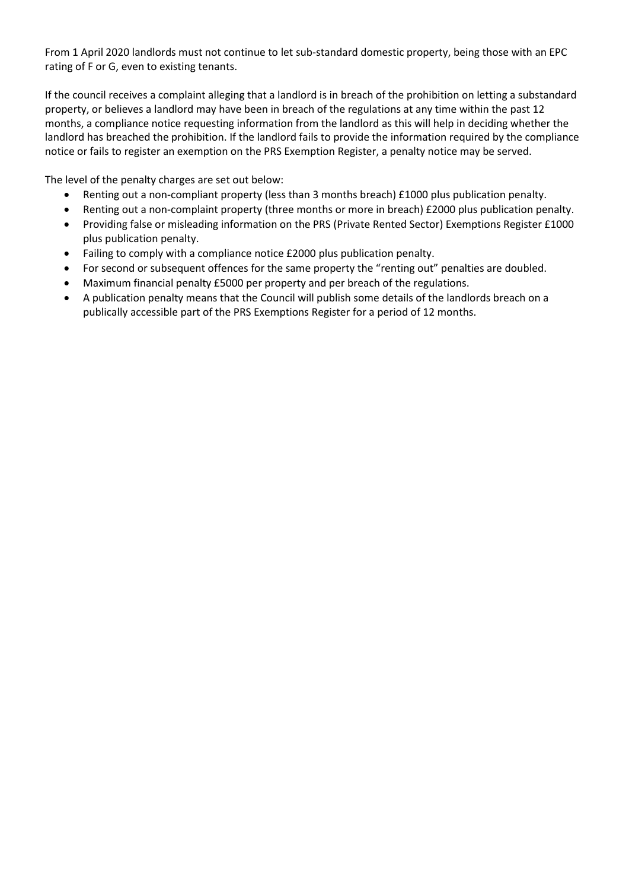From 1 April 2020 landlords must not continue to let sub-standard domestic property, being those with an EPC rating of F or G, even to existing tenants.

If the council receives a complaint alleging that a landlord is in breach of the prohibition on letting a substandard property, or believes a landlord may have been in breach of the regulations at any time within the past 12 months, a compliance notice requesting information from the landlord as this will help in deciding whether the landlord has breached the prohibition. If the landlord fails to provide the information required by the compliance notice or fails to register an exemption on the PRS Exemption Register, a penalty notice may be served.

The level of the penalty charges are set out below:

- Renting out a non-compliant property (less than 3 months breach) £1000 plus publication penalty.
- Renting out a non-complaint property (three months or more in breach) £2000 plus publication penalty.
- Providing false or misleading information on the PRS (Private Rented Sector) Exemptions Register £1000 plus publication penalty.
- Failing to comply with a compliance notice £2000 plus publication penalty.
- For second or subsequent offences for the same property the "renting out" penalties are doubled.
- Maximum financial penalty £5000 per property and per breach of the regulations.
- A publication penalty means that the Council will publish some details of the landlords breach on a publically accessible part of the PRS Exemptions Register for a period of 12 months.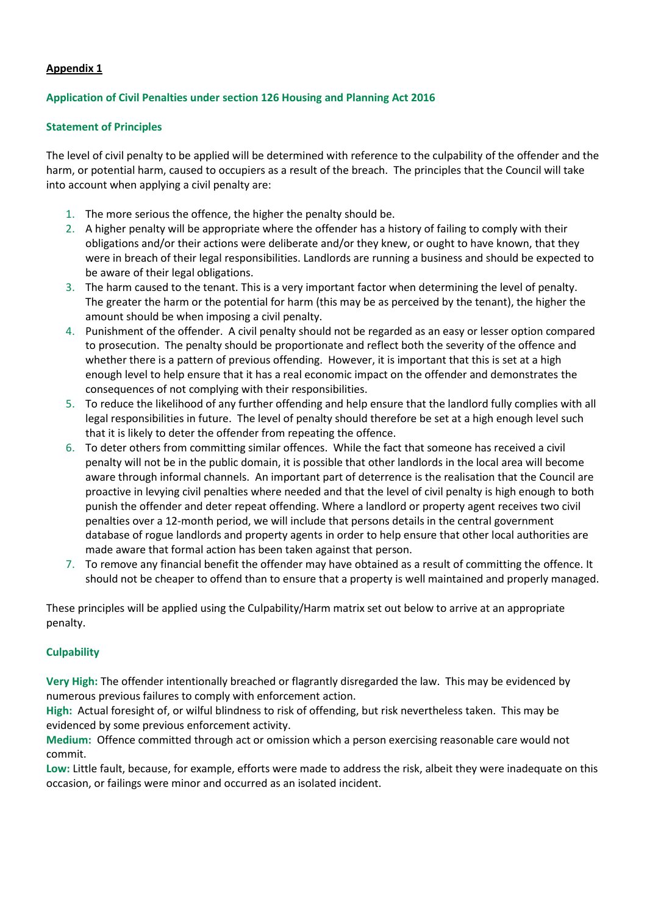**Appendix 1**

## Application of Civil Penalties under section 126 Housing and Planning Act 2016

### Statement of Principles

The level of civil penalty to be applied will be determined with reference to the culpability of the offender and the harm, or potential harm, caused to occupiers as a result of the breach. The principles that the Council will take into account when applying a civil penalty are:

1. The more serious the offence, the higher the penalty should be.
2. A higher penalty will be appropriate where the offender has a history of failing to comply with their obligations and/or their actions were deliberate and/or they knew, or ought to have known, that they were in breach of their legal responsibilities. Landlords are running a business and should be expected to be aware of their legal obligations.
3. The harm caused to the tenant. This is a very important factor when determining the level of penalty. The greater the harm or the potential for harm (this may be as perceived by the tenant), the higher the amount should be when imposing a civil penalty.
4. Punishment of the offender. A civil penalty should not be regarded as an easy or lesser option compared to prosecution. The penalty should be proportionate and reflect both the severity of the offence and whether there is a pattern of previous offending. However, it is important that this is set at a high enough level to help ensure that it has a real economic impact on the offender and demonstrates the consequences of not complying with their responsibilities.
5. To reduce the likelihood of any further offending and help ensure that the landlord fully complies with all legal responsibilities in future. The level of penalty should therefore be set at a high enough level such that it is likely to deter the offender from repeating the offence.
6. To deter others from committing similar offences. While the fact that someone has received a civil penalty will not be in the public domain, it is possible that other landlords in the local area will become aware through informal channels. An important part of deterrence is the realisation that the Council are proactive in levying civil penalties where needed and that the level of civil penalty is high enough to both punish the offender and deter repeat offending. Where a landlord or property agent receives two civil penalties over a 12-month period, we will include that persons details in the central government database of rogue landlords and property agents in order to help ensure that other local authorities are made aware that formal action has been taken against that person.
7. To remove any financial benefit the offender may have obtained as a result of committing the offence. It should not be cheaper to offend than to ensure that a property is well maintained and properly managed.

These principles will be applied using the Culpability/Harm matrix set out below to arrive at an appropriate penalty.

### Culpability

**Very High:** The offender intentionally breached or flagrantly disregarded the law. This may be evidenced by numerous previous failures to comply with enforcement action.
**High:** Actual foresight of, or wilful blindness to risk of offending, but risk nevertheless taken. This may be evidenced by some previous enforcement activity.
**Medium:** Offence committed through act or omission which a person exercising reasonable care would not commit.
**Low:** Little fault, because, for example, efforts were made to address the risk, albeit they were inadequate on this occasion, or failings were minor and occurred as an isolated incident.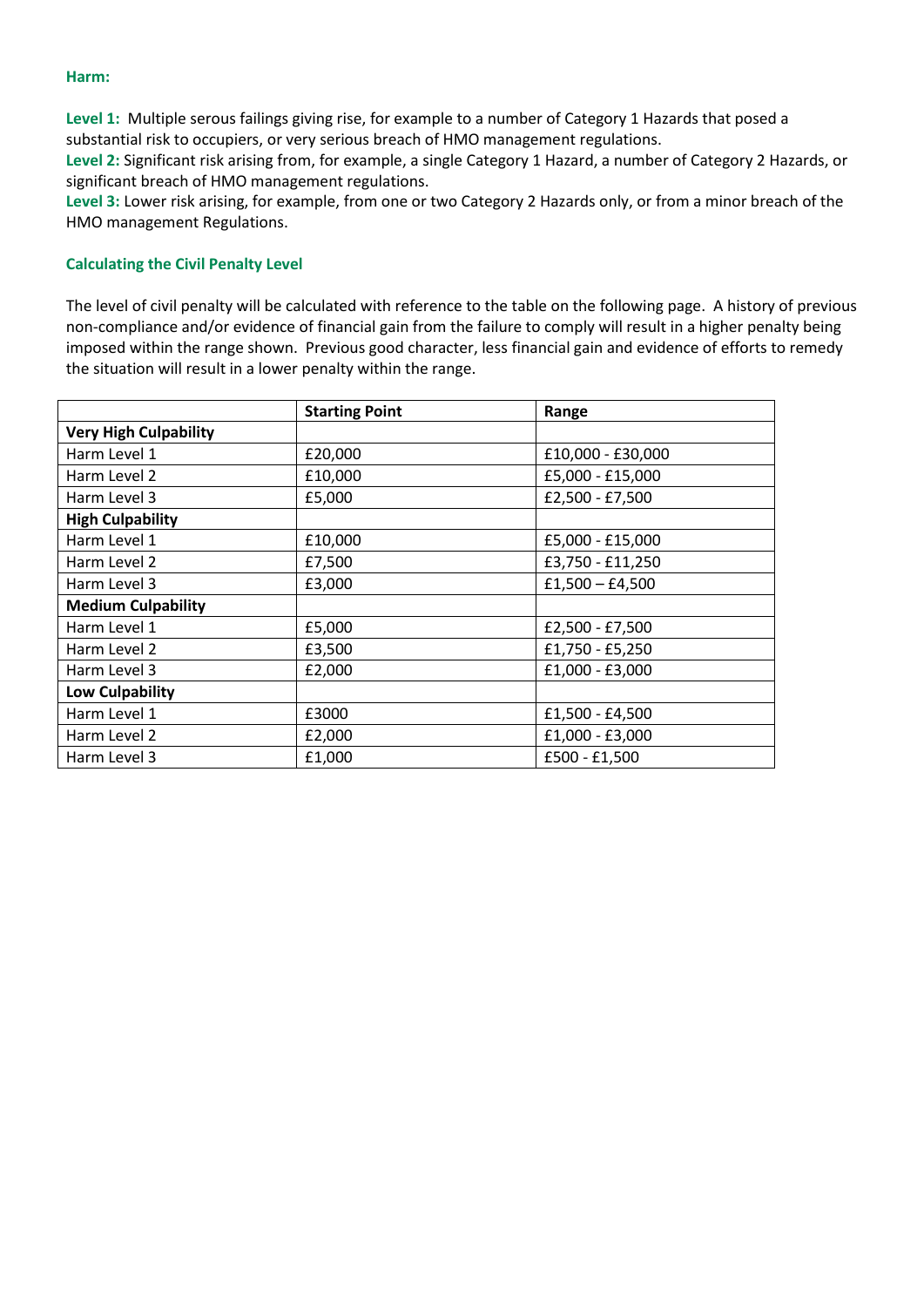## Harm:

**Level 1:** Multiple serous failings giving rise, for example to a number of Category 1 Hazards that posed a substantial risk to occupiers, or very serious breach of HMO management regulations.
**Level 2:** Significant risk arising from, for example, a single Category 1 Hazard, a number of Category 2 Hazards, or significant breach of HMO management regulations.
**Level 3:** Lower risk arising, for example, from one or two Category 2 Hazards only, or from a minor breach of the HMO management Regulations.

## Calculating the Civil Penalty Level

The level of civil penalty will be calculated with reference to the table on the following page. A history of previous non-compliance and/or evidence of financial gain from the failure to comply will result in a higher penalty being imposed within the range shown. Previous good character, less financial gain and evidence of efforts to remedy the situation will result in a lower penalty within the range.

| | **Starting Point** | **Range** |
|---|---|---|
| **Very High Culpability** | | |
| Harm Level 1 | £20,000 | £10,000 - £30,000 |
| Harm Level 2 | £10,000 | £5,000 - £15,000 |
| Harm Level 3 | £5,000 | £2,500 - £7,500 |
| **High Culpability** | | |
| Harm Level 1 | £10,000 | £5,000 - £15,000 |
| Harm Level 2 | £7,500 | £3,750 - £11,250 |
| Harm Level 3 | £3,000 | £1,500 – £4,500 |
| **Medium Culpability** | | |
| Harm Level 1 | £5,000 | £2,500 - £7,500 |
| Harm Level 2 | £3,500 | £1,750 - £5,250 |
| Harm Level 3 | £2,000 | £1,000 - £3,000 |
| **Low Culpability** | | |
| Harm Level 1 | £3000 | £1,500 - £4,500 |
| Harm Level 2 | £2,000 | £1,000 - £3,000 |
| Harm Level 3 | £1,000 | £500 - £1,500 |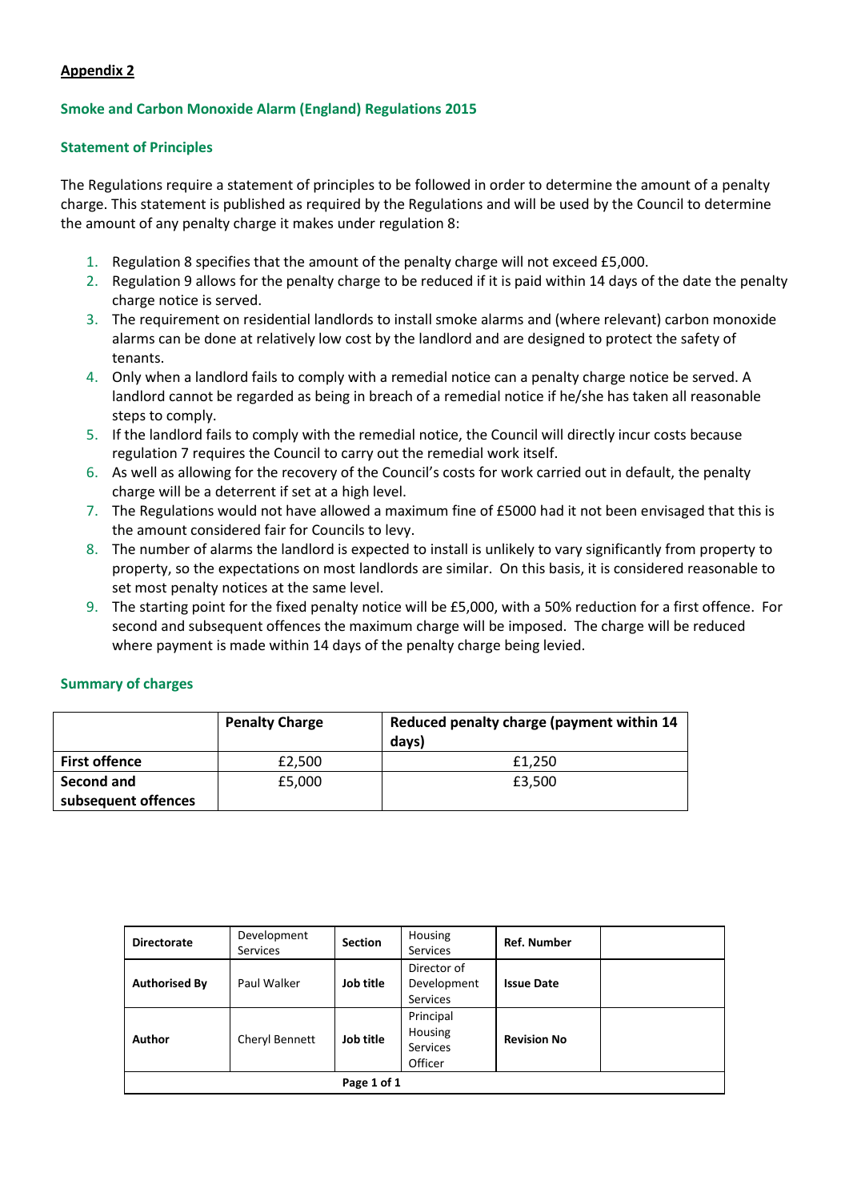**Appendix 2**

## Smoke and Carbon Monoxide Alarm (England) Regulations 2015

### Statement of Principles

The Regulations require a statement of principles to be followed in order to determine the amount of a penalty charge. This statement is published as required by the Regulations and will be used by the Council to determine the amount of any penalty charge it makes under regulation 8:

1. Regulation 8 specifies that the amount of the penalty charge will not exceed £5,000.
2. Regulation 9 allows for the penalty charge to be reduced if it is paid within 14 days of the date the penalty charge notice is served.
3. The requirement on residential landlords to install smoke alarms and (where relevant) carbon monoxide alarms can be done at relatively low cost by the landlord and are designed to protect the safety of tenants.
4. Only when a landlord fails to comply with a remedial notice can a penalty charge notice be served. A landlord cannot be regarded as being in breach of a remedial notice if he/she has taken all reasonable steps to comply.
5. If the landlord fails to comply with the remedial notice, the Council will directly incur costs because regulation 7 requires the Council to carry out the remedial work itself.
6. As well as allowing for the recovery of the Council's costs for work carried out in default, the penalty charge will be a deterrent if set at a high level.
7. The Regulations would not have allowed a maximum fine of £5000 had it not been envisaged that this is the amount considered fair for Councils to levy.
8. The number of alarms the landlord is expected to install is unlikely to vary significantly from property to property, so the expectations on most landlords are similar. On this basis, it is considered reasonable to set most penalty notices at the same level.
9. The starting point for the fixed penalty notice will be £5,000, with a 50% reduction for a first offence. For second and subsequent offences the maximum charge will be imposed. The charge will be reduced where payment is made within 14 days of the penalty charge being levied.

### Summary of charges

| | Penalty Charge | Reduced penalty charge (payment within 14 days) |
|---|---|---|
| **First offence** | £2,500 | £1,250 |
| **Second and subsequent offences** | £5,000 | £3,500 |

| **Directorate** | Development Services | **Section** | Housing Services | **Ref. Number** | |
|---|---|---|---|---|---|
| **Authorised By** | Paul Walker | **Job title** | Director of Development Services | **Issue Date** | |
| **Author** | Cheryl Bennett | **Job title** | Principal Housing Services Officer | **Revision No** | |